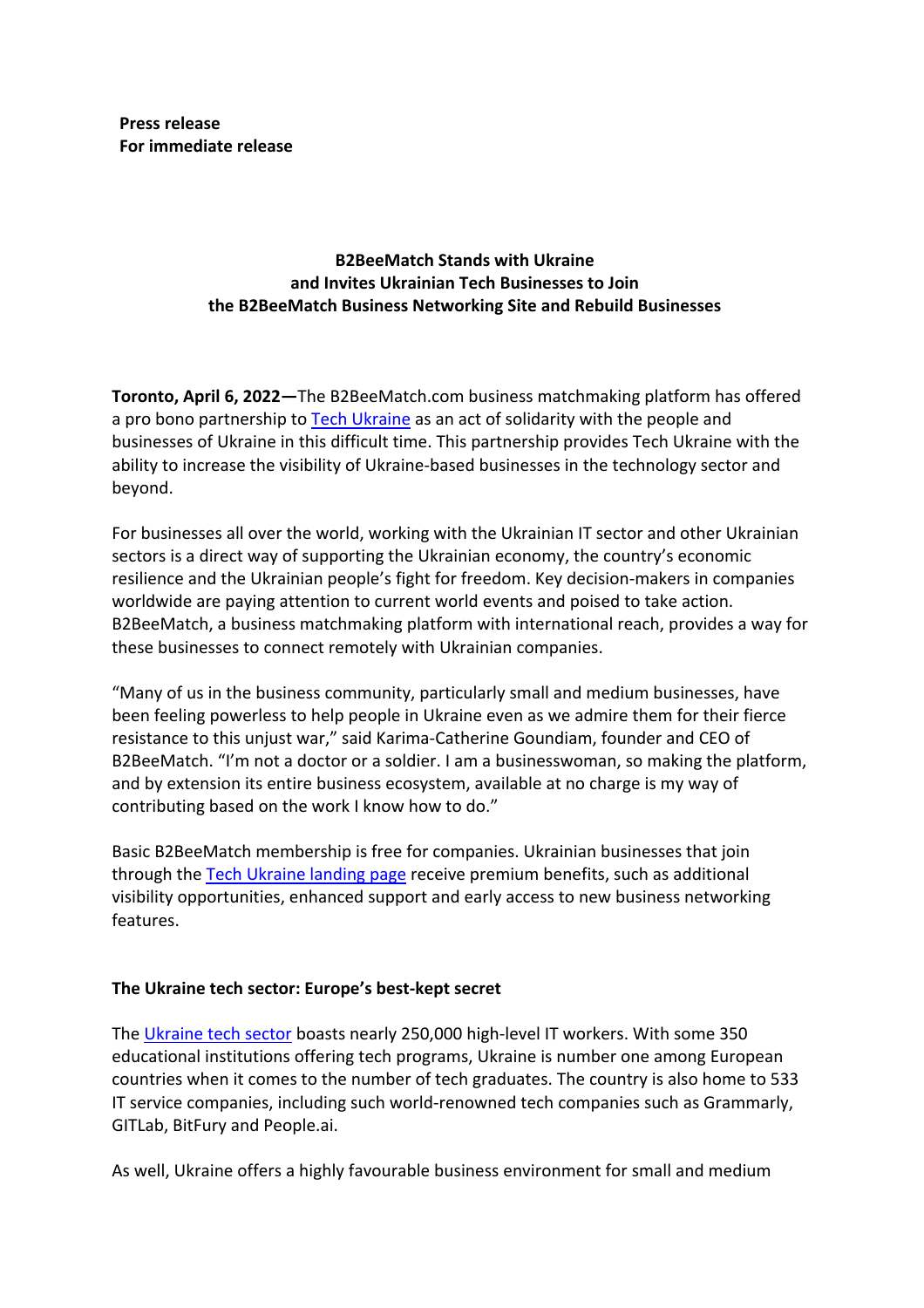**Press release**
**For immediate release**

# B2BeeMatch Stands with Ukraine and Invites Ukrainian Tech Businesses to Join the B2BeeMatch Business Networking Site and Rebuild Businesses

**Toronto, April 6, 2022—**The B2BeeMatch.com business matchmaking platform has offered a pro bono partnership to Tech Ukraine as an act of solidarity with the people and businesses of Ukraine in this difficult time. This partnership provides Tech Ukraine with the ability to increase the visibility of Ukraine-based businesses in the technology sector and beyond.

For businesses all over the world, working with the Ukrainian IT sector and other Ukrainian sectors is a direct way of supporting the Ukrainian economy, the country's economic resilience and the Ukrainian people's fight for freedom. Key decision-makers in companies worldwide are paying attention to current world events and poised to take action. B2BeeMatch, a business matchmaking platform with international reach, provides a way for these businesses to connect remotely with Ukrainian companies.

"Many of us in the business community, particularly small and medium businesses, have been feeling powerless to help people in Ukraine even as we admire them for their fierce resistance to this unjust war," said Karima-Catherine Goundiam, founder and CEO of B2BeeMatch. "I'm not a doctor or a soldier. I am a businesswoman, so making the platform, and by extension its entire business ecosystem, available at no charge is my way of contributing based on the work I know how to do."

Basic B2BeeMatch membership is free for companies. Ukrainian businesses that join through the Tech Ukraine landing page receive premium benefits, such as additional visibility opportunities, enhanced support and early access to new business networking features.

## The Ukraine tech sector: Europe's best-kept secret

The Ukraine tech sector boasts nearly 250,000 high-level IT workers. With some 350 educational institutions offering tech programs, Ukraine is number one among European countries when it comes to the number of tech graduates. The country is also home to 533 IT service companies, including such world-renowned tech companies such as Grammarly, GITLab, BitFury and People.ai.

As well, Ukraine offers a highly favourable business environment for small and medium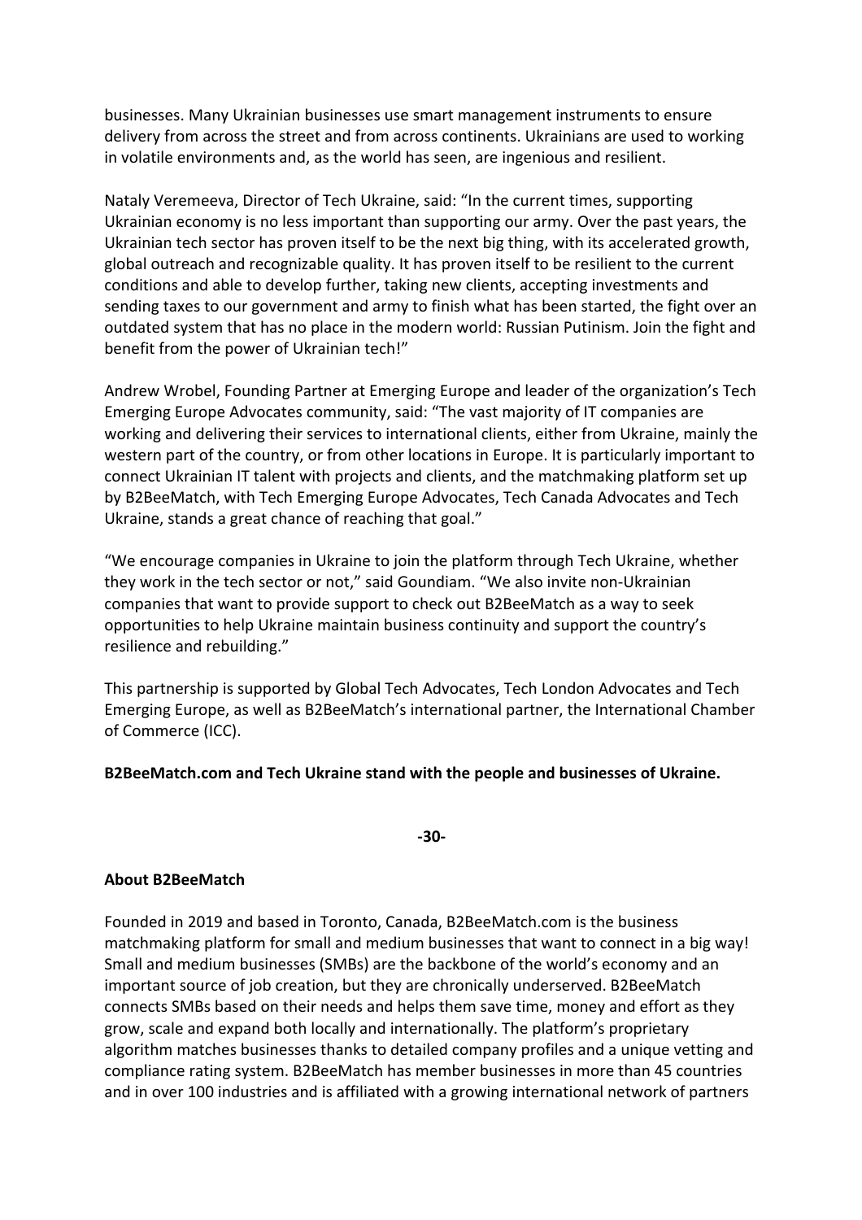businesses. Many Ukrainian businesses use smart management instruments to ensure delivery from across the street and from across continents. Ukrainians are used to working in volatile environments and, as the world has seen, are ingenious and resilient.

Nataly Veremeeva, Director of Tech Ukraine, said: "In the current times, supporting Ukrainian economy is no less important than supporting our army. Over the past years, the Ukrainian tech sector has proven itself to be the next big thing, with its accelerated growth, global outreach and recognizable quality. It has proven itself to be resilient to the current conditions and able to develop further, taking new clients, accepting investments and sending taxes to our government and army to finish what has been started, the fight over an outdated system that has no place in the modern world: Russian Putinism. Join the fight and benefit from the power of Ukrainian tech!"

Andrew Wrobel, Founding Partner at Emerging Europe and leader of the organization's Tech Emerging Europe Advocates community, said: "The vast majority of IT companies are working and delivering their services to international clients, either from Ukraine, mainly the western part of the country, or from other locations in Europe. It is particularly important to connect Ukrainian IT talent with projects and clients, and the matchmaking platform set up by B2BeeMatch, with Tech Emerging Europe Advocates, Tech Canada Advocates and Tech Ukraine, stands a great chance of reaching that goal."

"We encourage companies in Ukraine to join the platform through Tech Ukraine, whether they work in the tech sector or not," said Goundiam. "We also invite non-Ukrainian companies that want to provide support to check out B2BeeMatch as a way to seek opportunities to help Ukraine maintain business continuity and support the country's resilience and rebuilding."

This partnership is supported by Global Tech Advocates, Tech London Advocates and Tech Emerging Europe, as well as B2BeeMatch's international partner, the International Chamber of Commerce (ICC).

**B2BeeMatch.com and Tech Ukraine stand with the people and businesses of Ukraine.**

**-30-**

**About B2BeeMatch**

Founded in 2019 and based in Toronto, Canada, B2BeeMatch.com is the business matchmaking platform for small and medium businesses that want to connect in a big way! Small and medium businesses (SMBs) are the backbone of the world's economy and an important source of job creation, but they are chronically underserved. B2BeeMatch connects SMBs based on their needs and helps them save time, money and effort as they grow, scale and expand both locally and internationally. The platform's proprietary algorithm matches businesses thanks to detailed company profiles and a unique vetting and compliance rating system. B2BeeMatch has member businesses in more than 45 countries and in over 100 industries and is affiliated with a growing international network of partners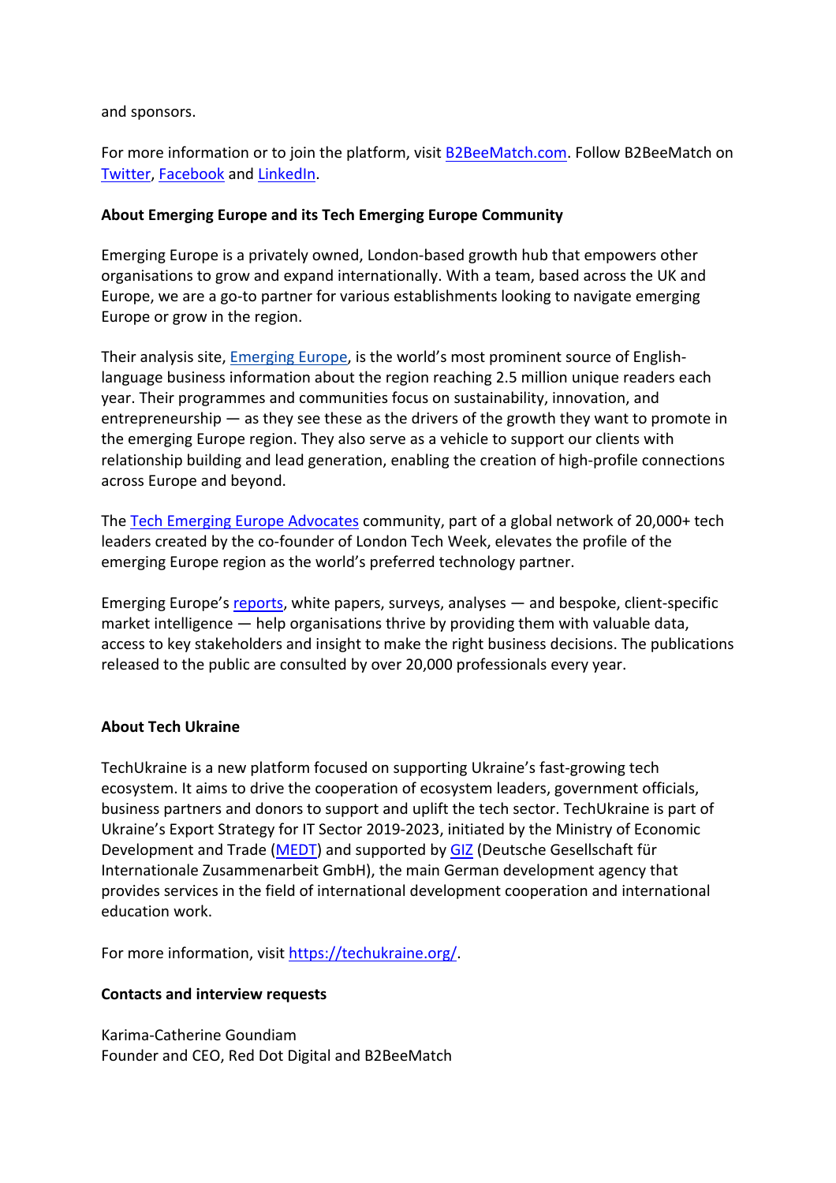and sponsors.

For more information or to join the platform, visit [B2BeeMatch.com](B2BeeMatch.com). Follow B2BeeMatch on [Twitter](Twitter), [Facebook](Facebook) and [LinkedIn](LinkedIn).

**About Emerging Europe and its Tech Emerging Europe Community**

Emerging Europe is a privately owned, London-based growth hub that empowers other organisations to grow and expand internationally. With a team, based across the UK and Europe, we are a go-to partner for various establishments looking to navigate emerging Europe or grow in the region.

Their analysis site, [Emerging Europe](Emerging Europe), is the world's most prominent source of English-language business information about the region reaching 2.5 million unique readers each year. Their programmes and communities focus on sustainability, innovation, and entrepreneurship — as they see these as the drivers of the growth they want to promote in the emerging Europe region. They also serve as a vehicle to support our clients with relationship building and lead generation, enabling the creation of high-profile connections across Europe and beyond.

The [Tech Emerging Europe Advocates](Tech Emerging Europe Advocates) community, part of a global network of 20,000+ tech leaders created by the co-founder of London Tech Week, elevates the profile of the emerging Europe region as the world's preferred technology partner.

Emerging Europe's [reports](reports), white papers, surveys, analyses — and bespoke, client-specific market intelligence — help organisations thrive by providing them with valuable data, access to key stakeholders and insight to make the right business decisions. The publications released to the public are consulted by over 20,000 professionals every year.

**About Tech Ukraine**

TechUkraine is a new platform focused on supporting Ukraine's fast-growing tech ecosystem. It aims to drive the cooperation of ecosystem leaders, government officials, business partners and donors to support and uplift the tech sector. TechUkraine is part of Ukraine's Export Strategy for IT Sector 2019-2023, initiated by the Ministry of Economic Development and Trade ([MEDT](MEDT)) and supported by [GIZ](GIZ) (Deutsche Gesellschaft für Internationale Zusammenarbeit GmbH), the main German development agency that provides services in the field of international development cooperation and international education work.

For more information, visit [https://techukraine.org/](https://techukraine.org/).

**Contacts and interview requests**

Karima-Catherine Goundiam
Founder and CEO, Red Dot Digital and B2BeeMatch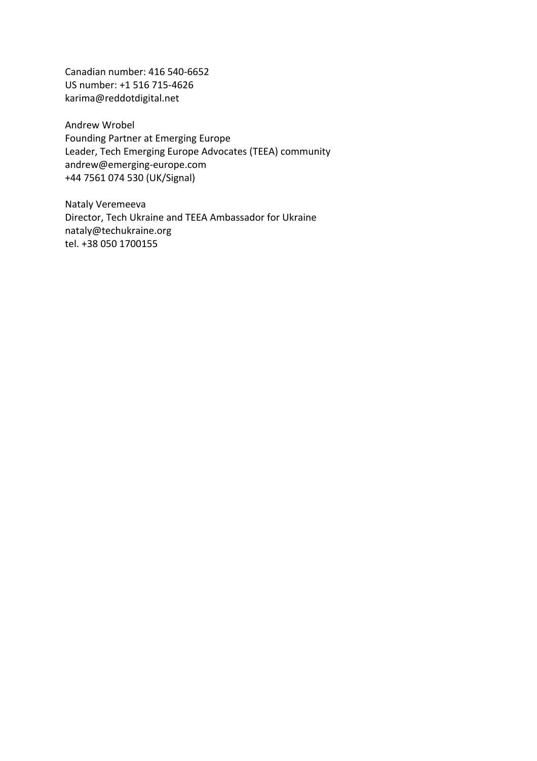Canadian number: 416 540-6652
US number: +1 516 715-4626
karima@reddotdigital.net

Andrew Wrobel
Founding Partner at Emerging Europe
Leader, Tech Emerging Europe Advocates (TEEA) community
andrew@emerging-europe.com
+44 7561 074 530 (UK/Signal)

Nataly Veremeeva
Director, Tech Ukraine and TEEA Ambassador for Ukraine
nataly@techukraine.org
tel. +38 050 1700155